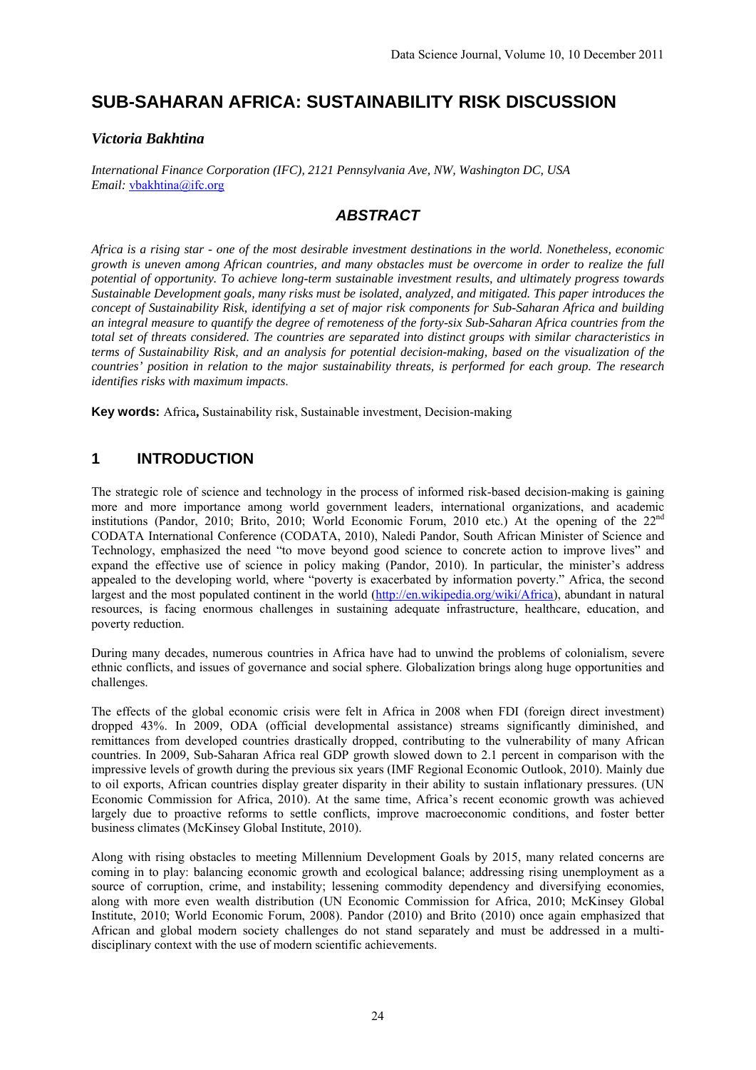# SUB-SAHARAN AFRICA: SUSTAINABILITY RISK DISCUSSION

***Victoria Bakhtina***

*International Finance Corporation (IFC), 2121 Pennsylvania Ave, NW, Washington DC, USA*
*Email:* vbakhtina@ifc.org

## *ABSTRACT*

*Africa is a rising star - one of the most desirable investment destinations in the world. Nonetheless, economic growth is uneven among African countries, and many obstacles must be overcome in order to realize the full potential of opportunity. To achieve long-term sustainable investment results, and ultimately progress towards Sustainable Development goals, many risks must be isolated, analyzed, and mitigated. This paper introduces the concept of Sustainability Risk, identifying a set of major risk components for Sub-Saharan Africa and building an integral measure to quantify the degree of remoteness of the forty-six Sub-Saharan Africa countries from the total set of threats considered. The countries are separated into distinct groups with similar characteristics in terms of Sustainability Risk, and an analysis for potential decision-making, based on the visualization of the countries' position in relation to the major sustainability threats, is performed for each group. The research identifies risks with maximum impacts.*

**Key words:** Africa**,** Sustainability risk, Sustainable investment, Decision-making

## 1 INTRODUCTION

The strategic role of science and technology in the process of informed risk-based decision-making is gaining more and more importance among world government leaders, international organizations, and academic institutions (Pandor, 2010; Brito, 2010; World Economic Forum, 2010 etc.) At the opening of the 22nd CODATA International Conference (CODATA, 2010), Naledi Pandor, South African Minister of Science and Technology, emphasized the need "to move beyond good science to concrete action to improve lives" and expand the effective use of science in policy making (Pandor, 2010). In particular, the minister's address appealed to the developing world, where "poverty is exacerbated by information poverty." Africa, the second largest and the most populated continent in the world (http://en.wikipedia.org/wiki/Africa), abundant in natural resources, is facing enormous challenges in sustaining adequate infrastructure, healthcare, education, and poverty reduction.

During many decades, numerous countries in Africa have had to unwind the problems of colonialism, severe ethnic conflicts, and issues of governance and social sphere. Globalization brings along huge opportunities and challenges.

The effects of the global economic crisis were felt in Africa in 2008 when FDI (foreign direct investment) dropped 43%. In 2009, ODA (official developmental assistance) streams significantly diminished, and remittances from developed countries drastically dropped, contributing to the vulnerability of many African countries. In 2009, Sub-Saharan Africa real GDP growth slowed down to 2.1 percent in comparison with the impressive levels of growth during the previous six years (IMF Regional Economic Outlook, 2010). Mainly due to oil exports, African countries display greater disparity in their ability to sustain inflationary pressures. (UN Economic Commission for Africa, 2010). At the same time, Africa's recent economic growth was achieved largely due to proactive reforms to settle conflicts, improve macroeconomic conditions, and foster better business climates (McKinsey Global Institute, 2010).

Along with rising obstacles to meeting Millennium Development Goals by 2015, many related concerns are coming in to play: balancing economic growth and ecological balance; addressing rising unemployment as a source of corruption, crime, and instability; lessening commodity dependency and diversifying economies, along with more even wealth distribution (UN Economic Commission for Africa, 2010; McKinsey Global Institute, 2010; World Economic Forum, 2008). Pandor (2010) and Brito (2010) once again emphasized that African and global modern society challenges do not stand separately and must be addressed in a multi-disciplinary context with the use of modern scientific achievements.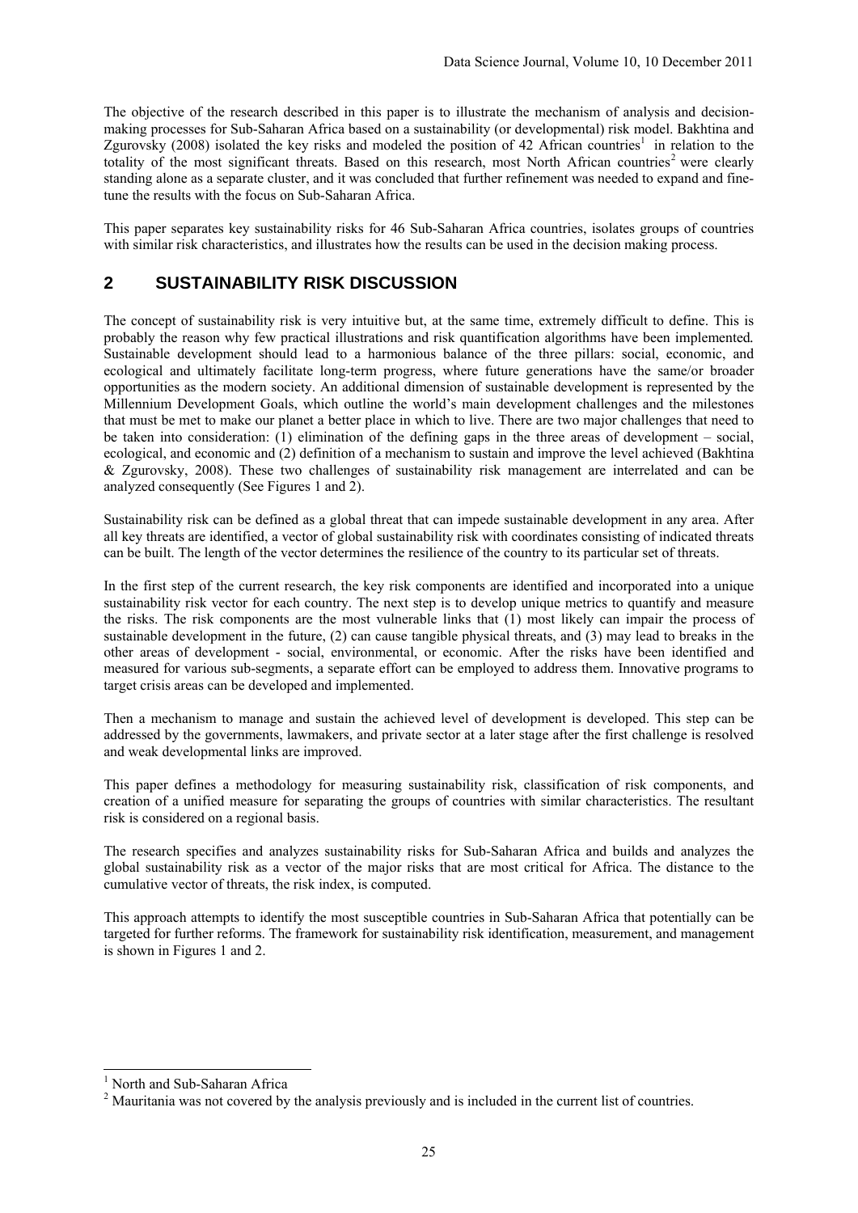The objective of the research described in this paper is to illustrate the mechanism of analysis and decision-making processes for Sub-Saharan Africa based on a sustainability (or developmental) risk model. Bakhtina and Zgurovsky (2008) isolated the key risks and modeled the position of 42 African countries[1] in relation to the totality of the most significant threats. Based on this research, most North African countries[2] were clearly standing alone as a separate cluster, and it was concluded that further refinement was needed to expand and fine-tune the results with the focus on Sub-Saharan Africa.

This paper separates key sustainability risks for 46 Sub-Saharan Africa countries, isolates groups of countries with similar risk characteristics, and illustrates how the results can be used in the decision making process.

## 2 SUSTAINABILITY RISK DISCUSSION

The concept of sustainability risk is very intuitive but, at the same time, extremely difficult to define. This is probably the reason why few practical illustrations and risk quantification algorithms have been implemented. Sustainable development should lead to a harmonious balance of the three pillars: social, economic, and ecological and ultimately facilitate long-term progress, where future generations have the same/or broader opportunities as the modern society. An additional dimension of sustainable development is represented by the Millennium Development Goals, which outline the world's main development challenges and the milestones that must be met to make our planet a better place in which to live. There are two major challenges that need to be taken into consideration: (1) elimination of the defining gaps in the three areas of development – social, ecological, and economic and (2) definition of a mechanism to sustain and improve the level achieved (Bakhtina & Zgurovsky, 2008). These two challenges of sustainability risk management are interrelated and can be analyzed consequently (See Figures 1 and 2).

Sustainability risk can be defined as a global threat that can impede sustainable development in any area. After all key threats are identified, a vector of global sustainability risk with coordinates consisting of indicated threats can be built. The length of the vector determines the resilience of the country to its particular set of threats.

In the first step of the current research, the key risk components are identified and incorporated into a unique sustainability risk vector for each country. The next step is to develop unique metrics to quantify and measure the risks. The risk components are the most vulnerable links that (1) most likely can impair the process of sustainable development in the future, (2) can cause tangible physical threats, and (3) may lead to breaks in the other areas of development - social, environmental, or economic. After the risks have been identified and measured for various sub-segments, a separate effort can be employed to address them. Innovative programs to target crisis areas can be developed and implemented.

Then a mechanism to manage and sustain the achieved level of development is developed. This step can be addressed by the governments, lawmakers, and private sector at a later stage after the first challenge is resolved and weak developmental links are improved.

This paper defines a methodology for measuring sustainability risk, classification of risk components, and creation of a unified measure for separating the groups of countries with similar characteristics. The resultant risk is considered on a regional basis.

The research specifies and analyzes sustainability risks for Sub-Saharan Africa and builds and analyzes the global sustainability risk as a vector of the major risks that are most critical for Africa. The distance to the cumulative vector of threats, the risk index, is computed.

This approach attempts to identify the most susceptible countries in Sub-Saharan Africa that potentially can be targeted for further reforms. The framework for sustainability risk identification, measurement, and management is shown in Figures 1 and 2.

---

[1] North and Sub-Saharan Africa

[2] Mauritania was not covered by the analysis previously and is included in the current list of countries.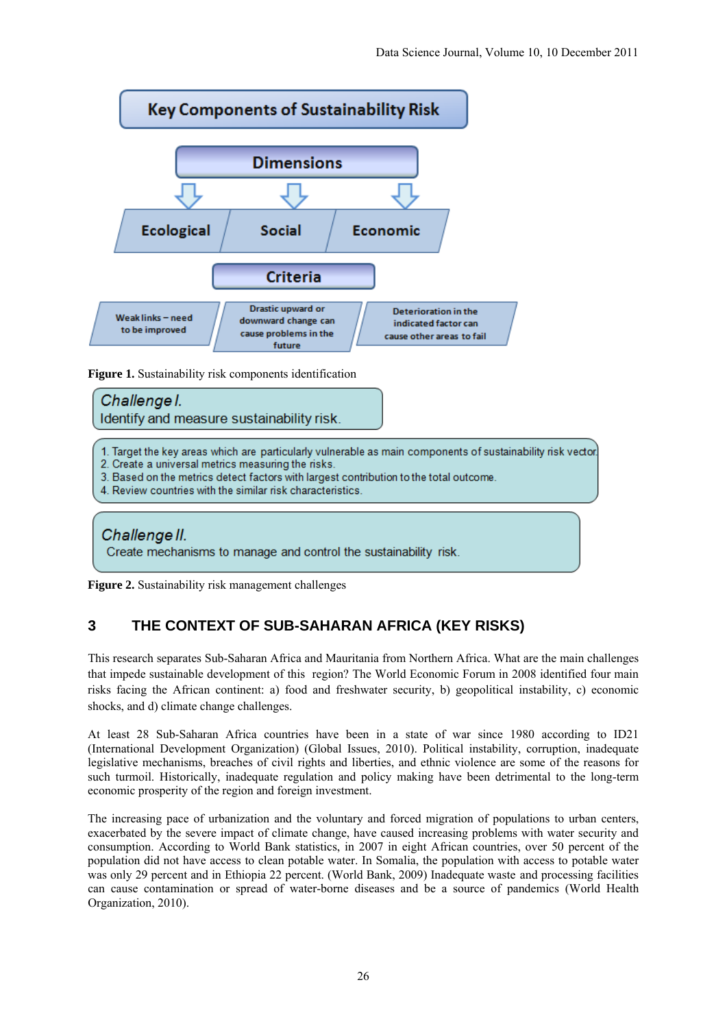Key Components of Sustainability Risk

Dimensions

Ecological | Social | Economic

Criteria

Weak links – need to be improved | Drastic upward or downward change can cause problems in the future | Deterioration in the indicated factor can cause other areas to fail

**Figure 1.** Sustainability risk components identification

*Challenge I.*
Identify and measure sustainability risk.

1. Target the key areas which are particularly vulnerable as main components of sustainability risk vector.
2. Create a universal metrics measuring the risks.
3. Based on the metrics detect factors with largest contribution to the total outcome.
4. Review countries with the similar risk characteristics.

*Challenge II.*
Create mechanisms to manage and control the sustainability risk.

**Figure 2.** Sustainability risk management challenges

## 3 THE CONTEXT OF SUB-SAHARAN AFRICA (KEY RISKS)

This research separates Sub-Saharan Africa and Mauritania from Northern Africa. What are the main challenges that impede sustainable development of this region? The World Economic Forum in 2008 identified four main risks facing the African continent: a) food and freshwater security, b) geopolitical instability, c) economic shocks, and d) climate change challenges.

At least 28 Sub-Saharan Africa countries have been in a state of war since 1980 according to ID21 (International Development Organization) (Global Issues, 2010). Political instability, corruption, inadequate legislative mechanisms, breaches of civil rights and liberties, and ethnic violence are some of the reasons for such turmoil. Historically, inadequate regulation and policy making have been detrimental to the long-term economic prosperity of the region and foreign investment.

The increasing pace of urbanization and the voluntary and forced migration of populations to urban centers, exacerbated by the severe impact of climate change, have caused increasing problems with water security and consumption. According to World Bank statistics, in 2007 in eight African countries, over 50 percent of the population did not have access to clean potable water. In Somalia, the population with access to potable water was only 29 percent and in Ethiopia 22 percent. (World Bank, 2009) Inadequate waste and processing facilities can cause contamination or spread of water-borne diseases and be a source of pandemics (World Health Organization, 2010).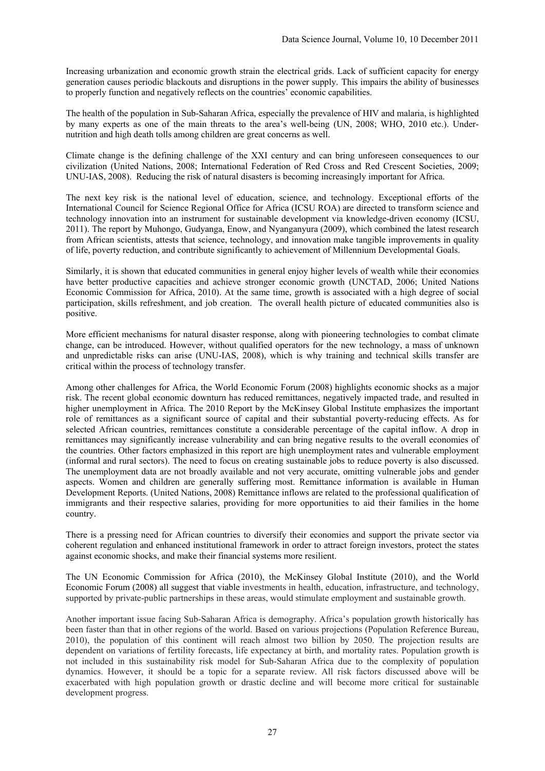Increasing urbanization and economic growth strain the electrical grids. Lack of sufficient capacity for energy generation causes periodic blackouts and disruptions in the power supply. This impairs the ability of businesses to properly function and negatively reflects on the countries' economic capabilities.

The health of the population in Sub-Saharan Africa, especially the prevalence of HIV and malaria, is highlighted by many experts as one of the main threats to the area's well-being (UN, 2008; WHO, 2010 etc.). Under-nutrition and high death tolls among children are great concerns as well.

Climate change is the defining challenge of the XXI century and can bring unforeseen consequences to our civilization (United Nations, 2008; International Federation of Red Cross and Red Crescent Societies, 2009; UNU-IAS, 2008). Reducing the risk of natural disasters is becoming increasingly important for Africa.

The next key risk is the national level of education, science, and technology. Exceptional efforts of the International Council for Science Regional Office for Africa (ICSU ROA) are directed to transform science and technology innovation into an instrument for sustainable development via knowledge-driven economy (ICSU, 2011). The report by Muhongo, Gudyanga, Enow, and Nyanganyura (2009), which combined the latest research from African scientists, attests that science, technology, and innovation make tangible improvements in quality of life, poverty reduction, and contribute significantly to achievement of Millennium Developmental Goals.

Similarly, it is shown that educated communities in general enjoy higher levels of wealth while their economies have better productive capacities and achieve stronger economic growth (UNCTAD, 2006; United Nations Economic Commission for Africa, 2010). At the same time, growth is associated with a high degree of social participation, skills refreshment, and job creation. The overall health picture of educated communities also is positive.

More efficient mechanisms for natural disaster response, along with pioneering technologies to combat climate change, can be introduced. However, without qualified operators for the new technology, a mass of unknown and unpredictable risks can arise (UNU-IAS, 2008), which is why training and technical skills transfer are critical within the process of technology transfer.

Among other challenges for Africa, the World Economic Forum (2008) highlights economic shocks as a major risk. The recent global economic downturn has reduced remittances, negatively impacted trade, and resulted in higher unemployment in Africa. The 2010 Report by the McKinsey Global Institute emphasizes the important role of remittances as a significant source of capital and their substantial poverty-reducing effects. As for selected African countries, remittances constitute a considerable percentage of the capital inflow. A drop in remittances may significantly increase vulnerability and can bring negative results to the overall economies of the countries. Other factors emphasized in this report are high unemployment rates and vulnerable employment (informal and rural sectors). The need to focus on creating sustainable jobs to reduce poverty is also discussed. The unemployment data are not broadly available and not very accurate, omitting vulnerable jobs and gender aspects. Women and children are generally suffering most. Remittance information is available in Human Development Reports. (United Nations, 2008) Remittance inflows are related to the professional qualification of immigrants and their respective salaries, providing for more opportunities to aid their families in the home country.

There is a pressing need for African countries to diversify their economies and support the private sector via coherent regulation and enhanced institutional framework in order to attract foreign investors, protect the states against economic shocks, and make their financial systems more resilient.

The UN Economic Commission for Africa (2010), the McKinsey Global Institute (2010), and the World Economic Forum (2008) all suggest that viable investments in health, education, infrastructure, and technology, supported by private-public partnerships in these areas, would stimulate employment and sustainable growth.

Another important issue facing Sub-Saharan Africa is demography. Africa's population growth historically has been faster than that in other regions of the world. Based on various projections (Population Reference Bureau, 2010), the population of this continent will reach almost two billion by 2050. The projection results are dependent on variations of fertility forecasts, life expectancy at birth, and mortality rates. Population growth is not included in this sustainability risk model for Sub-Saharan Africa due to the complexity of population dynamics. However, it should be a topic for a separate review. All risk factors discussed above will be exacerbated with high population growth or drastic decline and will become more critical for sustainable development progress.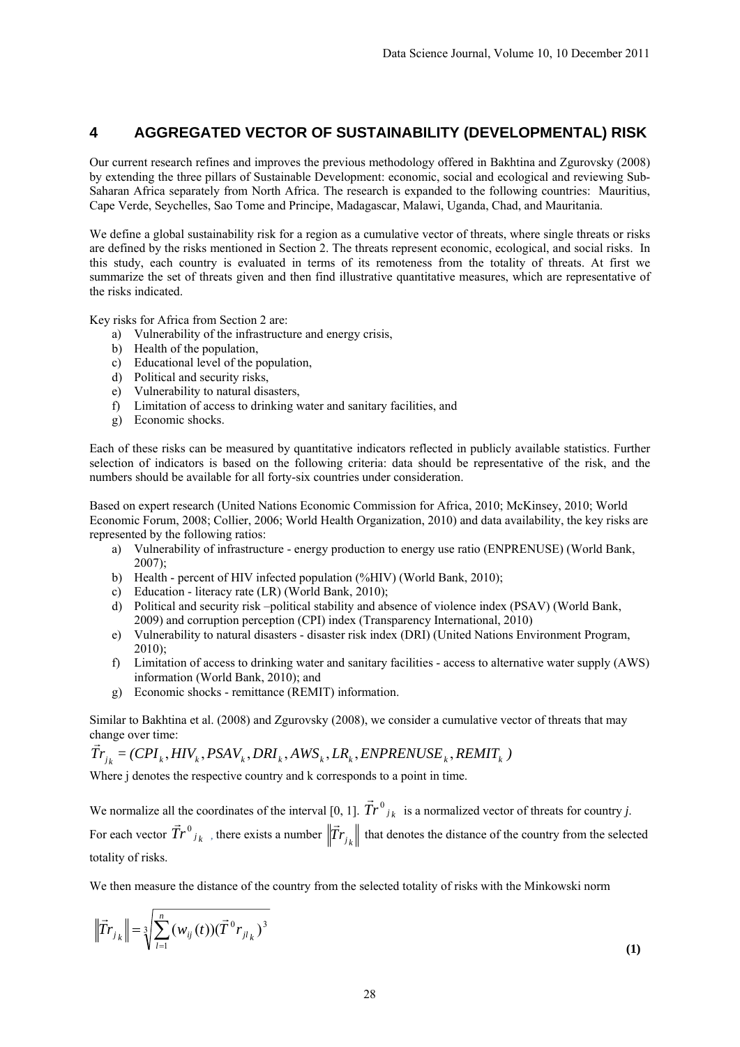## 4 AGGREGATED VECTOR OF SUSTAINABILITY (DEVELOPMENTAL) RISK

Our current research refines and improves the previous methodology offered in Bakhtina and Zgurovsky (2008) by extending the three pillars of Sustainable Development: economic, social and ecological and reviewing Sub-Saharan Africa separately from North Africa. The research is expanded to the following countries: Mauritius, Cape Verde, Seychelles, Sao Tome and Principe, Madagascar, Malawi, Uganda, Chad, and Mauritania.

We define a global sustainability risk for a region as a cumulative vector of threats, where single threats or risks are defined by the risks mentioned in Section 2. The threats represent economic, ecological, and social risks. In this study, each country is evaluated in terms of its remoteness from the totality of threats. At first we summarize the set of threats given and then find illustrative quantitative measures, which are representative of the risks indicated.

Key risks for Africa from Section 2 are:

a) Vulnerability of the infrastructure and energy crisis,
b) Health of the population,
c) Educational level of the population,
d) Political and security risks,
e) Vulnerability to natural disasters,
f) Limitation of access to drinking water and sanitary facilities, and
g) Economic shocks.

Each of these risks can be measured by quantitative indicators reflected in publicly available statistics. Further selection of indicators is based on the following criteria: data should be representative of the risk, and the numbers should be available for all forty-six countries under consideration.

Based on expert research (United Nations Economic Commission for Africa, 2010; McKinsey, 2010; World Economic Forum, 2008; Collier, 2006; World Health Organization, 2010) and data availability, the key risks are represented by the following ratios:

a) Vulnerability of infrastructure - energy production to energy use ratio (ENPRENUSE) (World Bank, 2007);
b) Health - percent of HIV infected population (%HIV) (World Bank, 2010);
c) Education - literacy rate (LR) (World Bank, 2010);
d) Political and security risk –political stability and absence of violence index (PSAV) (World Bank, 2009) and corruption perception (CPI) index (Transparency International, 2010)
e) Vulnerability to natural disasters - disaster risk index (DRI) (United Nations Environment Program, 2010);
f) Limitation of access to drinking water and sanitary facilities - access to alternative water supply (AWS) information (World Bank, 2010); and
g) Economic shocks - remittance (REMIT) information.

Similar to Bakhtina et al. (2008) and Zgurovsky (2008), we consider a cumulative vector of threats that may change over time:

$$\vec{T}r_{j_k} = (CPI_k, HIV_k, PSAV_k, DRI_k, AWS_k, LR_k, ENPRENUSE_k, REMIT_k)$$

Where j denotes the respective country and k corresponds to a point in time.

We normalize all the coordinates of the interval [0, 1]. $\vec{T}r^0{}_{j_k}$ is a normalized vector of threats for country *j*. For each vector $\vec{T}r^0{}_{j_k}$, there exists a number $\left\|\vec{T}r_{j_k}\right\|$ that denotes the distance of the country from the selected totality of risks.

We then measure the distance of the country from the selected totality of risks with the Minkowski norm

$$\left\|\vec{T}r_{j_k}\right\| = \sqrt[3]{\sum_{l=1}^{n}(w_{ij}(t))(\vec{T}^0 r_{jl_k})^3} \quad \textbf{(1)}$$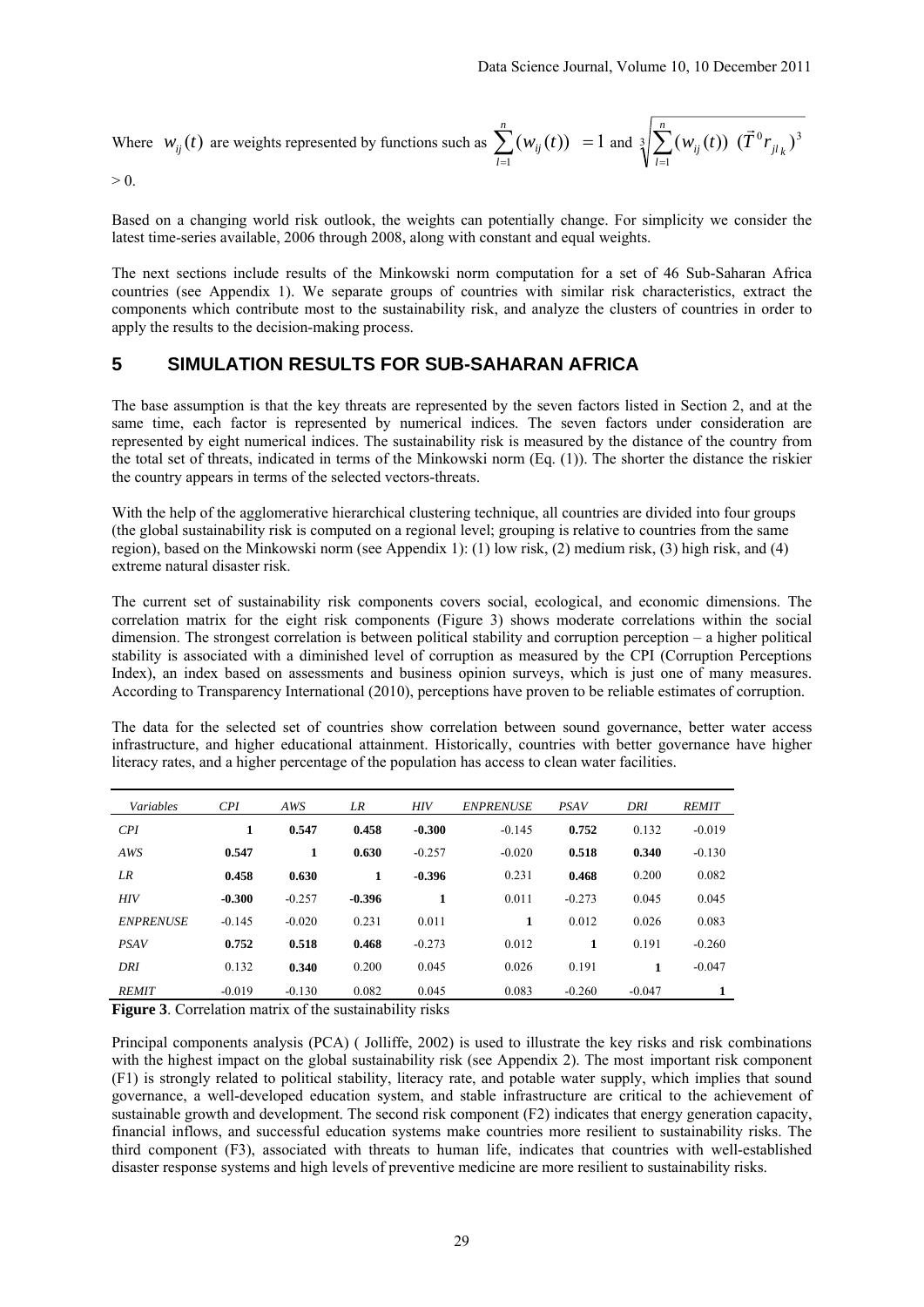Where $w_{ij}(t)$ are weights represented by functions such as $\sum_{l=1}^{n}(w_{ij}(t)) = 1$ and $\sqrt[3]{\sum_{l=1}^{n}(w_{ij}(t))\ (\vec{T}^{0}r_{jl_k})^{3}}$ $> 0$.

Based on a changing world risk outlook, the weights can potentially change. For simplicity we consider the latest time-series available, 2006 through 2008, along with constant and equal weights.

The next sections include results of the Minkowski norm computation for a set of 46 Sub-Saharan Africa countries (see Appendix 1). We separate groups of countries with similar risk characteristics, extract the components which contribute most to the sustainability risk, and analyze the clusters of countries in order to apply the results to the decision-making process.

## 5 SIMULATION RESULTS FOR SUB-SAHARAN AFRICA

The base assumption is that the key threats are represented by the seven factors listed in Section 2, and at the same time, each factor is represented by numerical indices. The seven factors under consideration are represented by eight numerical indices. The sustainability risk is measured by the distance of the country from the total set of threats, indicated in terms of the Minkowski norm (Eq. (1)). The shorter the distance the riskier the country appears in terms of the selected vectors-threats.

With the help of the agglomerative hierarchical clustering technique, all countries are divided into four groups (the global sustainability risk is computed on a regional level; grouping is relative to countries from the same region), based on the Minkowski norm (see Appendix 1): (1) low risk, (2) medium risk, (3) high risk, and (4) extreme natural disaster risk.

The current set of sustainability risk components covers social, ecological, and economic dimensions. The correlation matrix for the eight risk components (Figure 3) shows moderate correlations within the social dimension. The strongest correlation is between political stability and corruption perception – a higher political stability is associated with a diminished level of corruption as measured by the CPI (Corruption Perceptions Index), an index based on assessments and business opinion surveys, which is just one of many measures. According to Transparency International (2010), perceptions have proven to be reliable estimates of corruption.

The data for the selected set of countries show correlation between sound governance, better water access infrastructure, and higher educational attainment. Historically, countries with better governance have higher literacy rates, and a higher percentage of the population has access to clean water facilities.

| *Variables* | *CPI* | *AWS* | *LR* | *HIV* | *ENPRENUSE* | *PSAV* | *DRI* | *REMIT* |
|---|---|---|---|---|---|---|---|---|
| *CPI* | **1** | **0.547** | **0.458** | **-0.300** | -0.145 | **0.752** | 0.132 | -0.019 |
| *AWS* | **0.547** | **1** | **0.630** | -0.257 | -0.020 | **0.518** | **0.340** | -0.130 |
| *LR* | **0.458** | **0.630** | **1** | **-0.396** | 0.231 | **0.468** | 0.200 | 0.082 |
| *HIV* | **-0.300** | -0.257 | **-0.396** | **1** | 0.011 | -0.273 | 0.045 | 0.045 |
| *ENPRENUSE* | -0.145 | -0.020 | 0.231 | 0.011 | **1** | 0.012 | 0.026 | 0.083 |
| *PSAV* | **0.752** | **0.518** | **0.468** | -0.273 | 0.012 | **1** | 0.191 | -0.260 |
| *DRI* | 0.132 | **0.340** | 0.200 | 0.045 | 0.026 | 0.191 | **1** | -0.047 |
| *REMIT* | -0.019 | -0.130 | 0.082 | 0.045 | 0.083 | -0.260 | -0.047 | **1** |

**Figure 3**. Correlation matrix of the sustainability risks

Principal components analysis (PCA) ( Jolliffe, 2002) is used to illustrate the key risks and risk combinations with the highest impact on the global sustainability risk (see Appendix 2). The most important risk component (F1) is strongly related to political stability, literacy rate, and potable water supply, which implies that sound governance, a well-developed education system, and stable infrastructure are critical to the achievement of sustainable growth and development. The second risk component (F2) indicates that energy generation capacity, financial inflows, and successful education systems make countries more resilient to sustainability risks. The third component (F3), associated with threats to human life, indicates that countries with well-established disaster response systems and high levels of preventive medicine are more resilient to sustainability risks.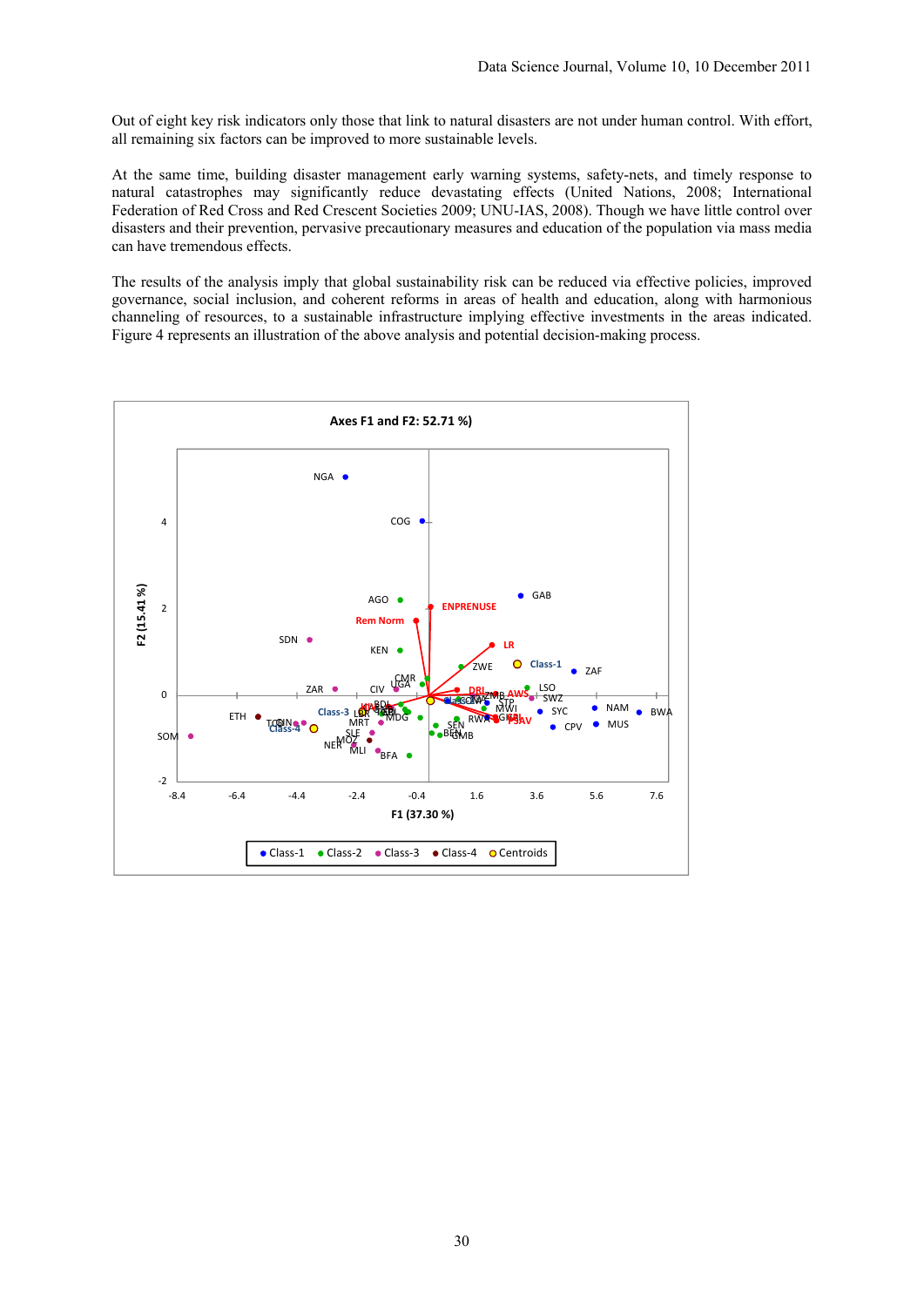Out of eight key risk indicators only those that link to natural disasters are not under human control. With effort, all remaining six factors can be improved to more sustainable levels.

At the same time, building disaster management early warning systems, safety-nets, and timely response to natural catastrophes may significantly reduce devastating effects (United Nations, 2008; International Federation of Red Cross and Red Crescent Societies 2009; UNU-IAS, 2008). Though we have little control over disasters and their prevention, pervasive precautionary measures and education of the population via mass media can have tremendous effects.

The results of the analysis imply that global sustainability risk can be reduced via effective policies, improved governance, social inclusion, and coherent reforms in areas of health and education, along with harmonious channeling of resources, to a sustainable infrastructure implying effective investments in the areas indicated. Figure 4 represents an illustration of the above analysis and potential decision-making process.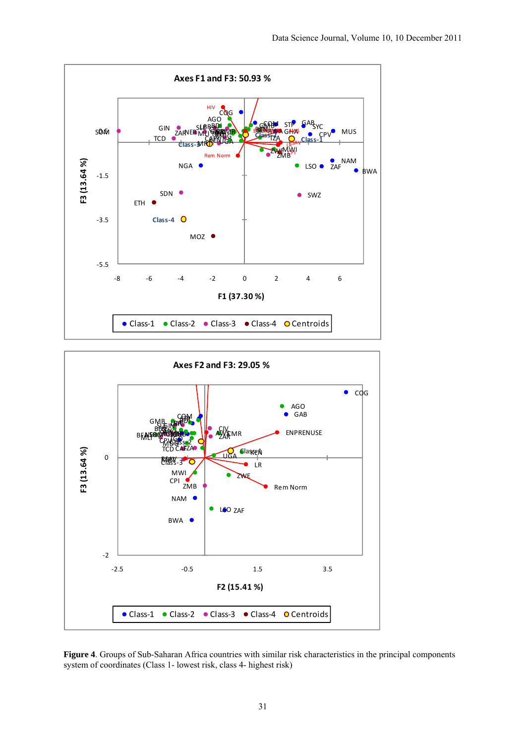**Figure 4**. Groups of Sub-Saharan Africa countries with similar risk characteristics in the principal components system of coordinates (Class 1- lowest risk, class 4- highest risk)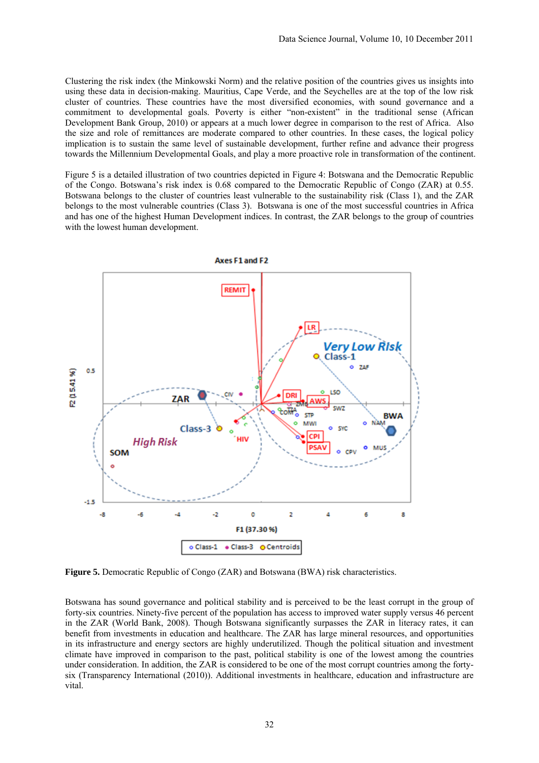Clustering the risk index (the Minkowski Norm) and the relative position of the countries gives us insights into using these data in decision-making. Mauritius, Cape Verde, and the Seychelles are at the top of the low risk cluster of countries. These countries have the most diversified economies, with sound governance and a commitment to developmental goals. Poverty is either "non-existent" in the traditional sense (African Development Bank Group, 2010) or appears at a much lower degree in comparison to the rest of Africa. Also the size and role of remittances are moderate compared to other countries. In these cases, the logical policy implication is to sustain the same level of sustainable development, further refine and advance their progress towards the Millennium Developmental Goals, and play a more proactive role in transformation of the continent.

Figure 5 is a detailed illustration of two countries depicted in Figure 4: Botswana and the Democratic Republic of the Congo. Botswana's risk index is 0.68 compared to the Democratic Republic of Congo (ZAR) at 0.55. Botswana belongs to the cluster of countries least vulnerable to the sustainability risk (Class 1), and the ZAR belongs to the most vulnerable countries (Class 3). Botswana is one of the most successful countries in Africa and has one of the highest Human Development indices. In contrast, the ZAR belongs to the group of countries with the lowest human development.

**Figure 5.** Democratic Republic of Congo (ZAR) and Botswana (BWA) risk characteristics.

Botswana has sound governance and political stability and is perceived to be the least corrupt in the group of forty-six countries. Ninety-five percent of the population has access to improved water supply versus 46 percent in the ZAR (World Bank, 2008). Though Botswana significantly surpasses the ZAR in literacy rates, it can benefit from investments in education and healthcare. The ZAR has large mineral resources, and opportunities in its infrastructure and energy sectors are highly underutilized. Though the political situation and investment climate have improved in comparison to the past, political stability is one of the lowest among the countries under consideration. In addition, the ZAR is considered to be one of the most corrupt countries among the forty-six (Transparency International (2010)). Additional investments in healthcare, education and infrastructure are vital.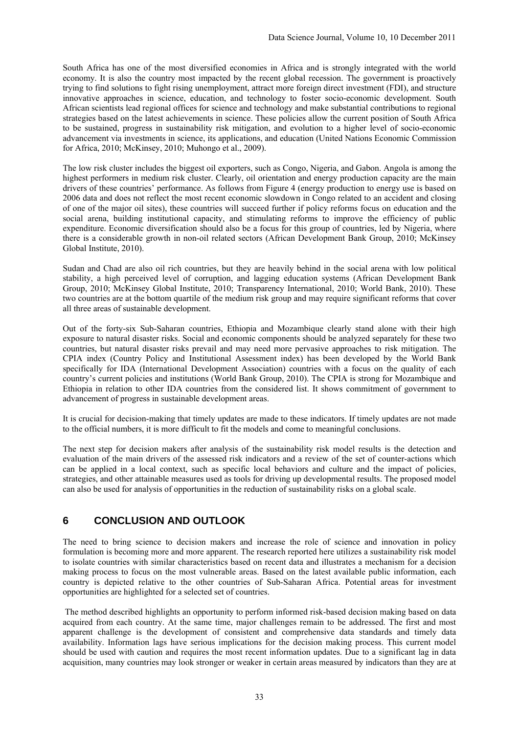South Africa has one of the most diversified economies in Africa and is strongly integrated with the world economy. It is also the country most impacted by the recent global recession. The government is proactively trying to find solutions to fight rising unemployment, attract more foreign direct investment (FDI), and structure innovative approaches in science, education, and technology to foster socio-economic development. South African scientists lead regional offices for science and technology and make substantial contributions to regional strategies based on the latest achievements in science. These policies allow the current position of South Africa to be sustained, progress in sustainability risk mitigation, and evolution to a higher level of socio-economic advancement via investments in science, its applications, and education (United Nations Economic Commission for Africa, 2010; McKinsey, 2010; Muhongo et al., 2009).

The low risk cluster includes the biggest oil exporters, such as Congo, Nigeria, and Gabon. Angola is among the highest performers in medium risk cluster. Clearly, oil orientation and energy production capacity are the main drivers of these countries' performance. As follows from Figure 4 (energy production to energy use is based on 2006 data and does not reflect the most recent economic slowdown in Congo related to an accident and closing of one of the major oil sites), these countries will succeed further if policy reforms focus on education and the social arena, building institutional capacity, and stimulating reforms to improve the efficiency of public expenditure. Economic diversification should also be a focus for this group of countries, led by Nigeria, where there is a considerable growth in non-oil related sectors (African Development Bank Group, 2010; McKinsey Global Institute, 2010).

Sudan and Chad are also oil rich countries, but they are heavily behind in the social arena with low political stability, a high perceived level of corruption, and lagging education systems (African Development Bank Group, 2010; McKinsey Global Institute, 2010; Transparency International, 2010; World Bank, 2010). These two countries are at the bottom quartile of the medium risk group and may require significant reforms that cover all three areas of sustainable development.

Out of the forty-six Sub-Saharan countries, Ethiopia and Mozambique clearly stand alone with their high exposure to natural disaster risks. Social and economic components should be analyzed separately for these two countries, but natural disaster risks prevail and may need more pervasive approaches to risk mitigation. The CPIA index (Country Policy and Institutional Assessment index) has been developed by the World Bank specifically for IDA (International Development Association) countries with a focus on the quality of each country's current policies and institutions (World Bank Group, 2010). The CPIA is strong for Mozambique and Ethiopia in relation to other IDA countries from the considered list. It shows commitment of government to advancement of progress in sustainable development areas.

It is crucial for decision-making that timely updates are made to these indicators. If timely updates are not made to the official numbers, it is more difficult to fit the models and come to meaningful conclusions.

The next step for decision makers after analysis of the sustainability risk model results is the detection and evaluation of the main drivers of the assessed risk indicators and a review of the set of counter-actions which can be applied in a local context, such as specific local behaviors and culture and the impact of policies, strategies, and other attainable measures used as tools for driving up developmental results. The proposed model can also be used for analysis of opportunities in the reduction of sustainability risks on a global scale.

## 6 CONCLUSION AND OUTLOOK

The need to bring science to decision makers and increase the role of science and innovation in policy formulation is becoming more and more apparent. The research reported here utilizes a sustainability risk model to isolate countries with similar characteristics based on recent data and illustrates a mechanism for a decision making process to focus on the most vulnerable areas. Based on the latest available public information, each country is depicted relative to the other countries of Sub-Saharan Africa. Potential areas for investment opportunities are highlighted for a selected set of countries.

The method described highlights an opportunity to perform informed risk-based decision making based on data acquired from each country. At the same time, major challenges remain to be addressed. The first and most apparent challenge is the development of consistent and comprehensive data standards and timely data availability. Information lags have serious implications for the decision making process. This current model should be used with caution and requires the most recent information updates. Due to a significant lag in data acquisition, many countries may look stronger or weaker in certain areas measured by indicators than they are at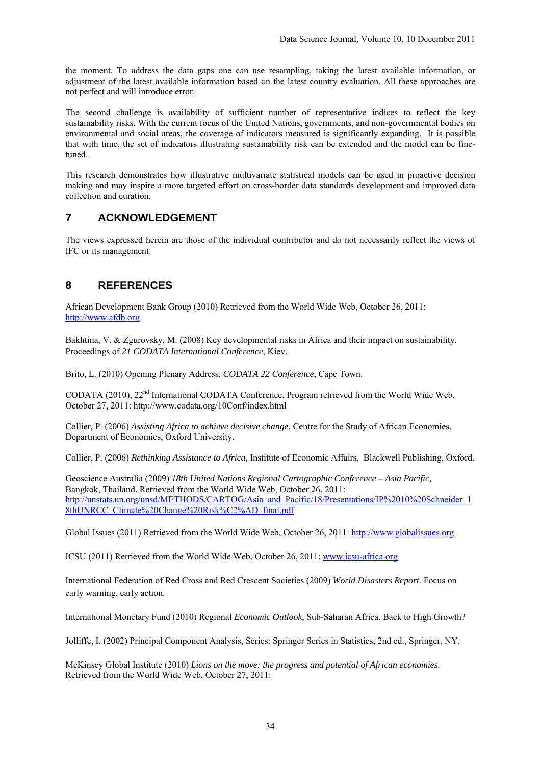the moment. To address the data gaps one can use resampling, taking the latest available information, or adjustment of the latest available information based on the latest country evaluation. All these approaches are not perfect and will introduce error.

The second challenge is availability of sufficient number of representative indices to reflect the key sustainability risks. With the current focus of the United Nations, governments, and non-governmental bodies on environmental and social areas, the coverage of indicators measured is significantly expanding. It is possible that with time, the set of indicators illustrating sustainability risk can be extended and the model can be fine-tuned.

This research demonstrates how illustrative multivariate statistical models can be used in proactive decision making and may inspire a more targeted effort on cross-border data standards development and improved data collection and curation.

## 7 ACKNOWLEDGEMENT

The views expressed herein are those of the individual contributor and do not necessarily reflect the views of IFC or its management.

## 8 REFERENCES

African Development Bank Group (2010) Retrieved from the World Wide Web, October 26, 2011: http://www.afdb.org

Bakhtina, V. & Zgurovsky, M. (2008) Key developmental risks in Africa and their impact on sustainability. Proceedings of *21 CODATA International Conference*, Kiev.

Brito, L. (2010) Opening Plenary Address. *CODATA 22 Conference*, Cape Town.

CODATA (2010), 22nd International CODATA Conference. Program retrieved from the World Wide Web, October 27, 2011: http://www.codata.org/10Conf/index.html

Collier, P. (2006) *Assisting Africa to achieve decisive change.* Centre for the Study of African Economies, Department of Economics, Oxford University.

Collier, P. (2006) *Rethinking Assistance to Africa,* Institute of Economic Affairs, Blackwell Publishing, Oxford.

Geoscience Australia (2009) *18th United Nations Regional Cartographic Conference – Asia Pacific,* Bangkok, Thailand. Retrieved from the World Wide Web, October 26, 2011: http://unstats.un.org/unsd/METHODS/CARTOG/Asia_and_Pacific/18/Presentations/IP%2010%20Schneider_18thUNRCC_Climate%20Change%20Risk%C2%AD_final.pdf

Global Issues (2011) Retrieved from the World Wide Web, October 26, 2011: http://www.globalissues.org

ICSU (2011) Retrieved from the World Wide Web, October 26, 2011: www.icsu-africa.org

International Federation of Red Cross and Red Crescent Societies (2009) *World Disasters Report*. Focus on early warning, early action.

International Monetary Fund (2010) Regional *Economic Outlook*, Sub-Saharan Africa. Back to High Growth?

Jolliffe, I. (2002) Principal Component Analysis, Series: Springer Series in Statistics, 2nd ed., Springer, NY.

McKinsey Global Institute (2010) *Lions on the move: the progress and potential of African economies.* Retrieved from the World Wide Web, October 27, 2011: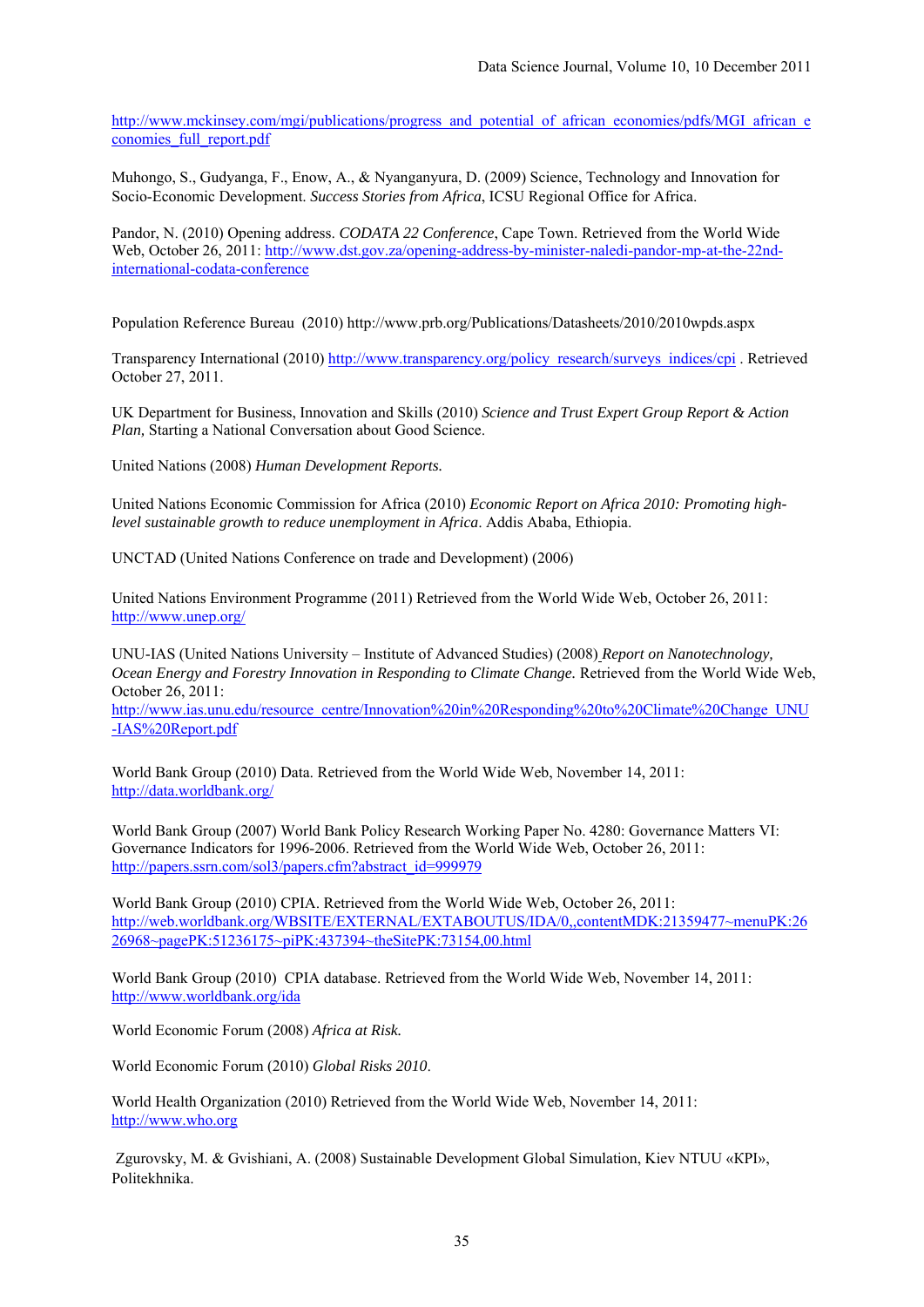http://www.mckinsey.com/mgi/publications/progress_and_potential_of_african_economies/pdfs/MGI_african_economies_full_report.pdf

Muhongo, S., Gudyanga, F., Enow, A., & Nyanganyura, D. (2009) Science, Technology and Innovation for Socio-Economic Development. *Success Stories from Africa*, ICSU Regional Office for Africa.

Pandor, N. (2010) Opening address. *CODATA 22 Conference*, Cape Town. Retrieved from the World Wide Web, October 26, 2011: http://www.dst.gov.za/opening-address-by-minister-naledi-pandor-mp-at-the-22nd-international-codata-conference

Population Reference Bureau (2010) http://www.prb.org/Publications/Datasheets/2010/2010wpds.aspx

Transparency International (2010) http://www.transparency.org/policy_research/surveys_indices/cpi . Retrieved October 27, 2011.

UK Department for Business, Innovation and Skills (2010) *Science and Trust Expert Group Report & Action Plan,* Starting a National Conversation about Good Science.

United Nations (2008) *Human Development Reports.*

United Nations Economic Commission for Africa (2010) *Economic Report on Africa 2010: Promoting high-level sustainable growth to reduce unemployment in Africa*. Addis Ababa, Ethiopia.

UNCTAD (United Nations Conference on trade and Development) (2006)

United Nations Environment Programme (2011) Retrieved from the World Wide Web, October 26, 2011: http://www.unep.org/

UNU-IAS (United Nations University – Institute of Advanced Studies) (2008) *Report on Nanotechnology, Ocean Energy and Forestry Innovation in Responding to Climate Change.* Retrieved from the World Wide Web, October 26, 2011:
http://www.ias.unu.edu/resource_centre/Innovation%20in%20Responding%20to%20Climate%20Change_UNU-IAS%20Report.pdf

World Bank Group (2010) Data. Retrieved from the World Wide Web, November 14, 2011: http://data.worldbank.org/

World Bank Group (2007) World Bank Policy Research Working Paper No. 4280: Governance Matters VI: Governance Indicators for 1996-2006. Retrieved from the World Wide Web, October 26, 2011: http://papers.ssrn.com/sol3/papers.cfm?abstract_id=999979

World Bank Group (2010) CPIA. Retrieved from the World Wide Web, October 26, 2011: http://web.worldbank.org/WBSITE/EXTERNAL/EXTABOUTUS/IDA/0,,contentMDK:21359477~menuPK:2626968~pagePK:51236175~piPK:437394~theSitePK:73154,00.html

World Bank Group (2010) CPIA database. Retrieved from the World Wide Web, November 14, 2011: http://www.worldbank.org/ida

World Economic Forum (2008) *Africa at Risk.*

World Economic Forum (2010) *Global Risks 2010*.

World Health Organization (2010) Retrieved from the World Wide Web, November 14, 2011: http://www.who.org

Zgurovsky, M. & Gvishiani, A. (2008) Sustainable Development Global Simulation, Kiev NTUU «KPI», Politekhnika.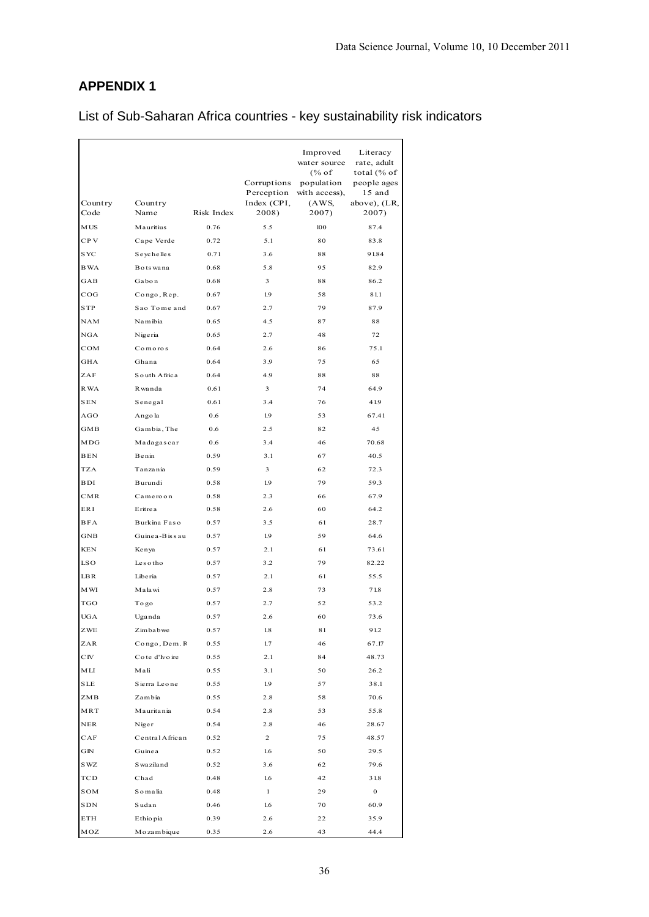## APPENDIX 1

List of Sub-Saharan Africa countries - key sustainability risk indicators

| Country Code | Country Name | Risk Index | Corruptions Perception Index (CPI, 2008) | Improved water source (% of population with access), (AWS, 2007) | Literacy rate, adult total (% of people ages 15 and above), (LR, 2007) |
|---|---|---|---|---|---|
| MUS | Mauritius | 0.76 | 5.5 | 100 | 87.4 |
| CPV | Cape Verde | 0.72 | 5.1 | 80 | 83.8 |
| SYC | Seychelles | 0.71 | 3.6 | 88 | 91.84 |
| BWA | Botswana | 0.68 | 5.8 | 95 | 82.9 |
| GAB | Gabon | 0.68 | 3 | 88 | 86.2 |
| COG | Congo, Rep. | 0.67 | 1.9 | 58 | 81.1 |
| STP | Sao Tome and | 0.67 | 2.7 | 79 | 87.9 |
| NAM | Namibia | 0.65 | 4.5 | 87 | 88 |
| NGA | Nigeria | 0.65 | 2.7 | 48 | 72 |
| COM | Comoros | 0.64 | 2.6 | 86 | 75.1 |
| GHA | Ghana | 0.64 | 3.9 | 75 | 65 |
| ZAF | South Africa | 0.64 | 4.9 | 88 | 88 |
| RWA | Rwanda | 0.61 | 3 | 74 | 64.9 |
| SEN | Senegal | 0.61 | 3.4 | 76 | 41.9 |
| AGO | Angola | 0.6 | 1.9 | 53 | 67.41 |
| GMB | Gambia, The | 0.6 | 2.5 | 82 | 45 |
| MDG | Madagascar | 0.6 | 3.4 | 46 | 70.68 |
| BEN | Benin | 0.59 | 3.1 | 67 | 40.5 |
| TZA | Tanzania | 0.59 | 3 | 62 | 72.3 |
| BDI | Burundi | 0.58 | 1.9 | 79 | 59.3 |
| CMR | Cameroon | 0.58 | 2.3 | 66 | 67.9 |
| ERI | Eritrea | 0.58 | 2.6 | 60 | 64.2 |
| BFA | Burkina Faso | 0.57 | 3.5 | 61 | 28.7 |
| GNB | Guinea-Bissau | 0.57 | 1.9 | 59 | 64.6 |
| KEN | Kenya | 0.57 | 2.1 | 61 | 73.61 |
| LSO | Lesotho | 0.57 | 3.2 | 79 | 82.22 |
| LBR | Liberia | 0.57 | 2.1 | 61 | 55.5 |
| MWI | Malawi | 0.57 | 2.8 | 73 | 71.8 |
| TGO | Togo | 0.57 | 2.7 | 52 | 53.2 |
| UGA | Uganda | 0.57 | 2.6 | 60 | 73.6 |
| ZWE | Zimbabwe | 0.57 | 1.8 | 81 | 91.2 |
| ZAR | Congo, Dem. R | 0.55 | 1.7 | 46 | 67.17 |
| CIV | Cote d'Ivoire | 0.55 | 2.1 | 84 | 48.73 |
| MLI | Mali | 0.55 | 3.1 | 50 | 26.2 |
| SLE | Sierra Leone | 0.55 | 1.9 | 57 | 38.1 |
| ZMB | Zambia | 0.55 | 2.8 | 58 | 70.6 |
| MRT | Mauritania | 0.54 | 2.8 | 53 | 55.8 |
| NER | Niger | 0.54 | 2.8 | 46 | 28.67 |
| CAF | Central African | 0.52 | 2 | 75 | 48.57 |
| GIN | Guinea | 0.52 | 1.6 | 50 | 29.5 |
| SWZ | Swaziland | 0.52 | 3.6 | 62 | 79.6 |
| TCD | Chad | 0.48 | 1.6 | 42 | 31.8 |
| SOM | Somalia | 0.48 | 1 | 29 | 0 |
| SDN | Sudan | 0.46 | 1.6 | 70 | 60.9 |
| ETH | Ethiopia | 0.39 | 2.6 | 22 | 35.9 |
| MOZ | Mozambique | 0.35 | 2.6 | 43 | 44.4 |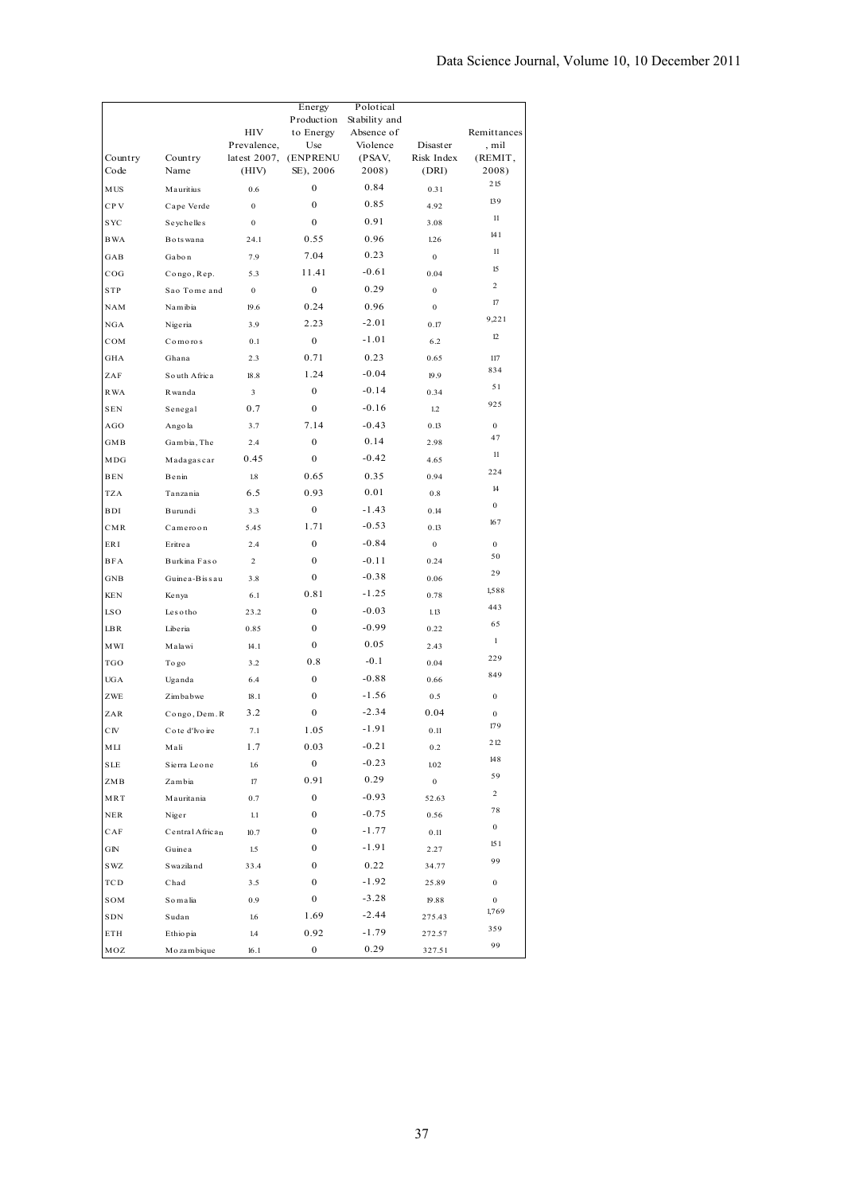| Country Code | Country Name | HIV Prevalence, latest 2007, (HIV) | Energy Production to Energy Use (ENPRENUSE), 2006 | Polotical Stability and Absence of Violence (PSAV, 2008) | Disaster Risk Index (DRI) | Remittances, mil (REMIT, 2008) |
|---|---|---|---|---|---|---|
| MUS | Mauritius | 0.6 | 0 | 0.84 | 0.31 | 215 |
| CPV | Cape Verde | 0 | 0 | 0.85 | 4.92 | 139 |
| SYC | Seychelles | 0 | 0 | 0.91 | 3.08 | 11 |
| BWA | Botswana | 24.1 | 0.55 | 0.96 | 1.26 | 141 |
| GAB | Gabon | 7.9 | 7.04 | 0.23 | 0 | 11 |
| COG | Congo, Rep. | 5.3 | 11.41 | -0.61 | 0.04 | 15 |
| STP | Sao Tome and | 0 | 0 | 0.29 | 0 | 2 |
| NAM | Namibia | 19.6 | 0.24 | 0.96 | 0 | 17 |
| NGA | Nigeria | 3.9 | 2.23 | -2.01 | 0.17 | 9,221 |
| COM | Comoros | 0.1 | 0 | -1.01 | 6.2 | 12 |
| GHA | Ghana | 2.3 | 0.71 | 0.23 | 0.65 | 117 |
| ZAF | South Africa | 18.8 | 1.24 | -0.04 | 19.9 | 834 |
| RWA | Rwanda | 3 | 0 | -0.14 | 0.34 | 51 |
| SEN | Senegal | 0.7 | 0 | -0.16 | 1.2 | 925 |
| AGO | Angola | 3.7 | 7.14 | -0.43 | 0.13 | 0 |
| GMB | Gambia, The | 2.4 | 0 | 0.14 | 2.98 | 47 |
| MDG | Madagascar | 0.45 | 0 | -0.42 | 4.65 | 11 |
| BEN | Benin | 1.8 | 0.65 | 0.35 | 0.94 | 224 |
| TZA | Tanzania | 6.5 | 0.93 | 0.01 | 0.8 | 14 |
| BDI | Burundi | 3.3 | 0 | -1.43 | 0.14 | 0 |
| CMR | Cameroon | 5.45 | 1.71 | -0.53 | 0.13 | 167 |
| ERI | Eritrea | 2.4 | 0 | -0.84 | 0 | 0 |
| BFA | Burkina Faso | 2 | 0 | -0.11 | 0.24 | 50 |
| GNB | Guinea-Bissau | 3.8 | 0 | -0.38 | 0.06 | 29 |
| KEN | Kenya | 6.1 | 0.81 | -1.25 | 0.78 | 1,588 |
| LSO | Lesotho | 23.2 | 0 | -0.03 | 1.13 | 443 |
| LBR | Liberia | 0.85 | 0 | -0.99 | 0.22 | 65 |
| MWI | Malawi | 14.1 | 0 | 0.05 | 2.43 | 1 |
| TGO | Togo | 3.2 | 0.8 | -0.1 | 0.04 | 229 |
| UGA | Uganda | 6.4 | 0 | -0.88 | 0.66 | 849 |
| ZWE | Zimbabwe | 18.1 | 0 | -1.56 | 0.5 | 0 |
| ZAR | Congo, Dem. R | 3.2 | 0 | -2.34 | 0.04 | 0 |
| CIV | Cote d'Ivoire | 7.1 | 1.05 | -1.91 | 0.11 | 179 |
| MLI | Mali | 1.7 | 0.03 | -0.21 | 0.2 | 212 |
| SLE | Sierra Leone | 1.6 | 0 | -0.23 | 1.02 | 148 |
| ZMB | Zambia | 17 | 0.91 | 0.29 | 0 | 59 |
| MRT | Mauritania | 0.7 | 0 | -0.93 | 52.63 | 2 |
| NER | Niger | 1.1 | 0 | -0.75 | 0.56 | 78 |
| CAF | Central African | 10.7 | 0 | -1.77 | 0.11 | 0 |
| GIN | Guinea | 1.5 | 0 | -1.91 | 2.27 | 151 |
| SWZ | Swaziland | 33.4 | 0 | 0.22 | 34.77 | 99 |
| TCD | Chad | 3.5 | 0 | -1.92 | 25.89 | 0 |
| SOM | Somalia | 0.9 | 0 | -3.28 | 19.88 | 0 |
| SDN | Sudan | 1.6 | 1.69 | -2.44 | 275.43 | 1,769 |
| ETH | Ethiopia | 1.4 | 0.92 | -1.79 | 272.57 | 359 |
| MOZ | Mozambique | 16.1 | 0 | 0.29 | 327.51 | 99 |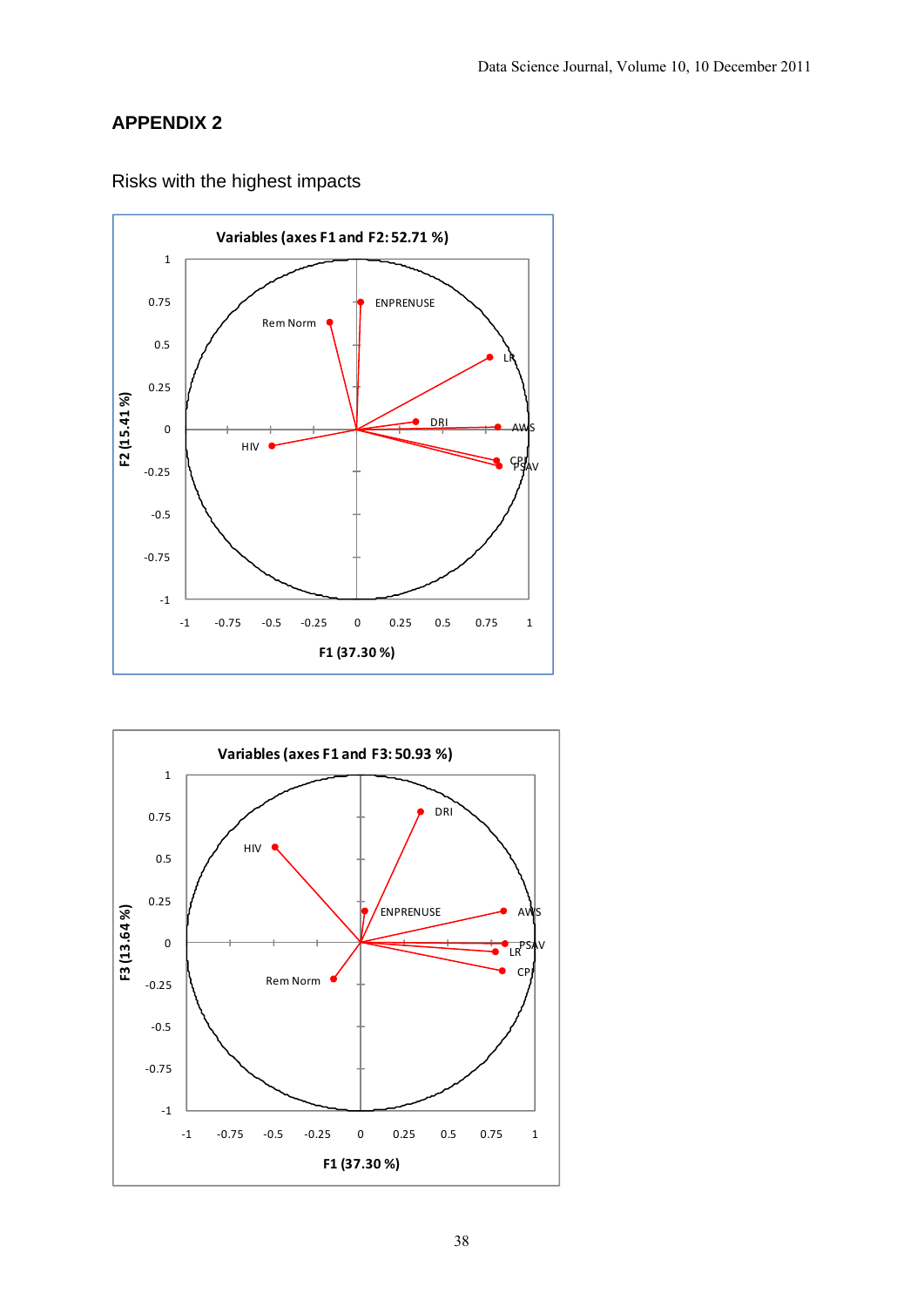## APPENDIX 2

Risks with the highest impacts

Variables (axes F1 and F2: 52.71 %)

Variables (axes F1 and F3: 50.93 %)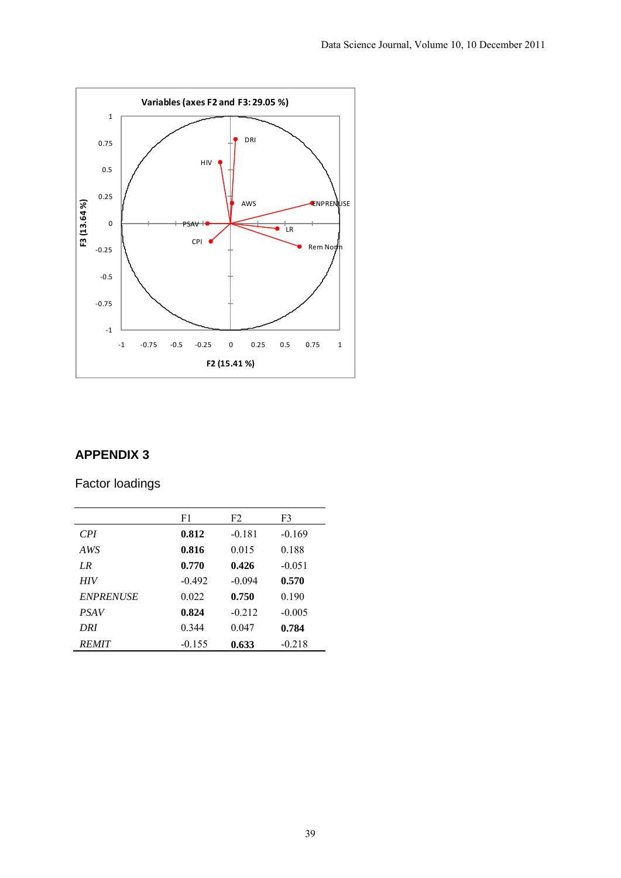## APPENDIX 3

Factor loadings

| | F1 | F2 | F3 |
|---|---|---|---|
| *CPI* | **0.812** | -0.181 | -0.169 |
| *AWS* | **0.816** | 0.015 | 0.188 |
| *LR* | **0.770** | **0.426** | -0.051 |
| *HIV* | -0.492 | -0.094 | **0.570** |
| *ENPRENUSE* | 0.022 | **0.750** | 0.190 |
| *PSAV* | **0.824** | -0.212 | -0.005 |
| *DRI* | 0.344 | 0.047 | **0.784** |
| *REMIT* | -0.155 | **0.633** | -0.218 |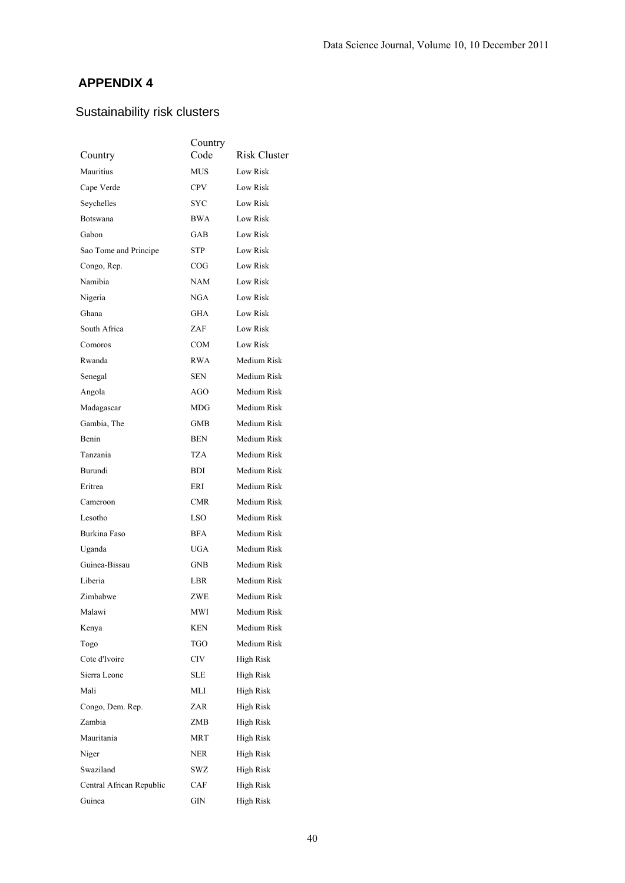## APPENDIX 4

### Sustainability risk clusters

| Country | Country Code | Risk Cluster |
|---|---|---|
| Mauritius | MUS | Low Risk |
| Cape Verde | CPV | Low Risk |
| Seychelles | SYC | Low Risk |
| Botswana | BWA | Low Risk |
| Gabon | GAB | Low Risk |
| Sao Tome and Principe | STP | Low Risk |
| Congo, Rep. | COG | Low Risk |
| Namibia | NAM | Low Risk |
| Nigeria | NGA | Low Risk |
| Ghana | GHA | Low Risk |
| South Africa | ZAF | Low Risk |
| Comoros | COM | Low Risk |
| Rwanda | RWA | Medium Risk |
| Senegal | SEN | Medium Risk |
| Angola | AGO | Medium Risk |
| Madagascar | MDG | Medium Risk |
| Gambia, The | GMB | Medium Risk |
| Benin | BEN | Medium Risk |
| Tanzania | TZA | Medium Risk |
| Burundi | BDI | Medium Risk |
| Eritrea | ERI | Medium Risk |
| Cameroon | CMR | Medium Risk |
| Lesotho | LSO | Medium Risk |
| Burkina Faso | BFA | Medium Risk |
| Uganda | UGA | Medium Risk |
| Guinea-Bissau | GNB | Medium Risk |
| Liberia | LBR | Medium Risk |
| Zimbabwe | ZWE | Medium Risk |
| Malawi | MWI | Medium Risk |
| Kenya | KEN | Medium Risk |
| Togo | TGO | Medium Risk |
| Cote d'Ivoire | CIV | High Risk |
| Sierra Leone | SLE | High Risk |
| Mali | MLI | High Risk |
| Congo, Dem. Rep. | ZAR | High Risk |
| Zambia | ZMB | High Risk |
| Mauritania | MRT | High Risk |
| Niger | NER | High Risk |
| Swaziland | SWZ | High Risk |
| Central African Republic | CAF | High Risk |
| Guinea | GIN | High Risk |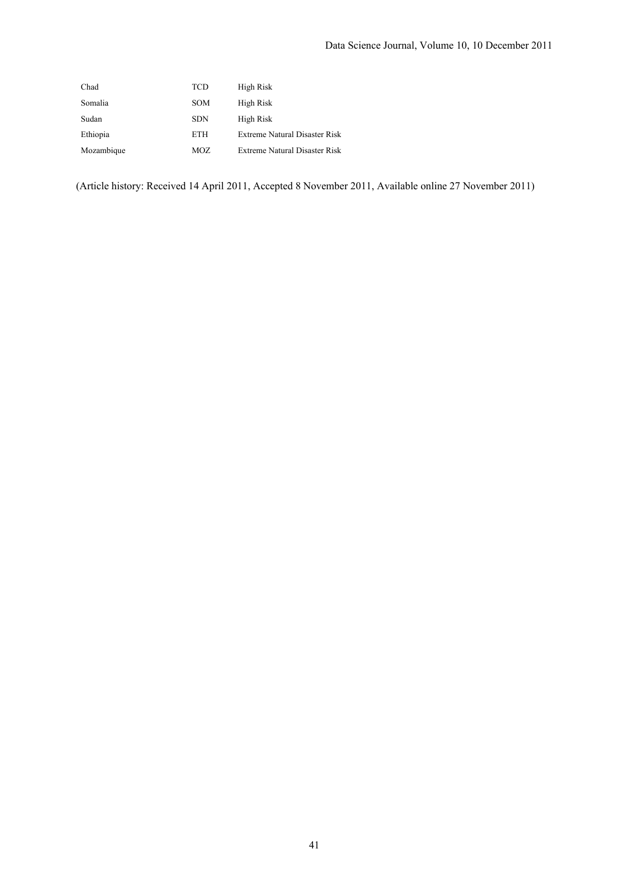| | | |
|---|---|---|
| Chad | TCD | High Risk |
| Somalia | SOM | High Risk |
| Sudan | SDN | High Risk |
| Ethiopia | ETH | Extreme Natural Disaster Risk |
| Mozambique | MOZ | Extreme Natural Disaster Risk |

(Article history: Received 14 April 2011, Accepted 8 November 2011, Available online 27 November 2011)